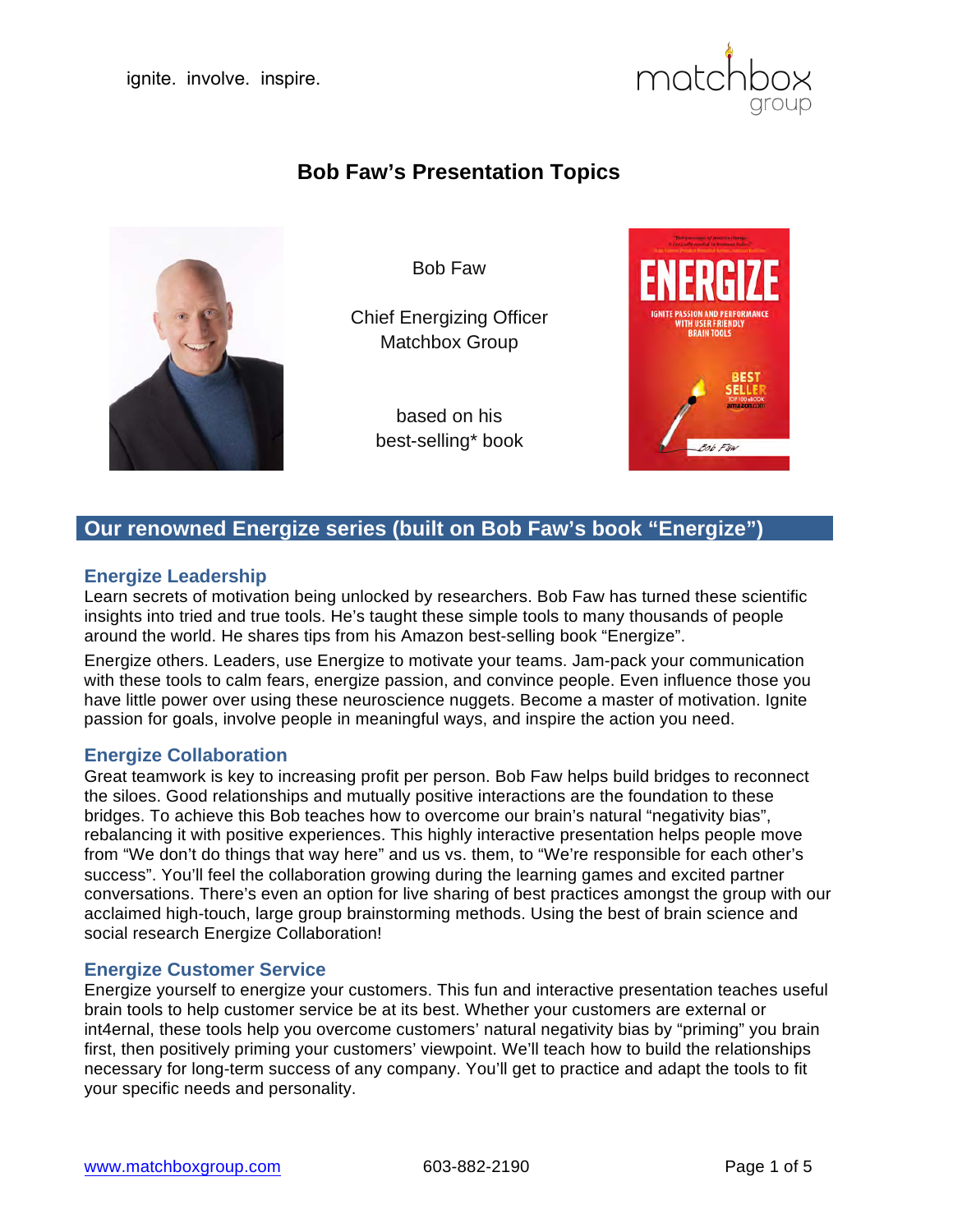ignite. involve. inspire.

# Bob Faw's Presentation Topics

Bob Faw

Chief Energizing Officer
Matchbox Group

based on his
best-selling* book

## Our renowned Energize series (built on Bob Faw's book "Energize")

### Energize Leadership

Learn secrets of motivation being unlocked by researchers. Bob Faw has turned these scientific insights into tried and true tools. He's taught these simple tools to many thousands of people around the world. He shares tips from his Amazon best-selling book "Energize".

Energize others. Leaders, use Energize to motivate your teams. Jam-pack your communication with these tools to calm fears, energize passion, and convince people. Even influence those you have little power over using these neuroscience nuggets. Become a master of motivation. Ignite passion for goals, involve people in meaningful ways, and inspire the action you need.

### Energize Collaboration

Great teamwork is key to increasing profit per person. Bob Faw helps build bridges to reconnect the siloes. Good relationships and mutually positive interactions are the foundation to these bridges. To achieve this Bob teaches how to overcome our brain's natural "negativity bias", rebalancing it with positive experiences. This highly interactive presentation helps people move from "We don't do things that way here" and us vs. them, to "We're responsible for each other's success". You'll feel the collaboration growing during the learning games and excited partner conversations. There's even an option for live sharing of best practices amongst the group with our acclaimed high-touch, large group brainstorming methods. Using the best of brain science and social research Energize Collaboration!

### Energize Customer Service

Energize yourself to energize your customers. This fun and interactive presentation teaches useful brain tools to help customer service be at its best. Whether your customers are external or int4ernal, these tools help you overcome customers' natural negativity bias by "priming" you brain first, then positively priming your customers' viewpoint. We'll teach how to build the relationships necessary for long-term success of any company. You'll get to practice and adapt the tools to fit your specific needs and personality.

www.matchboxgroup.com 603-882-2190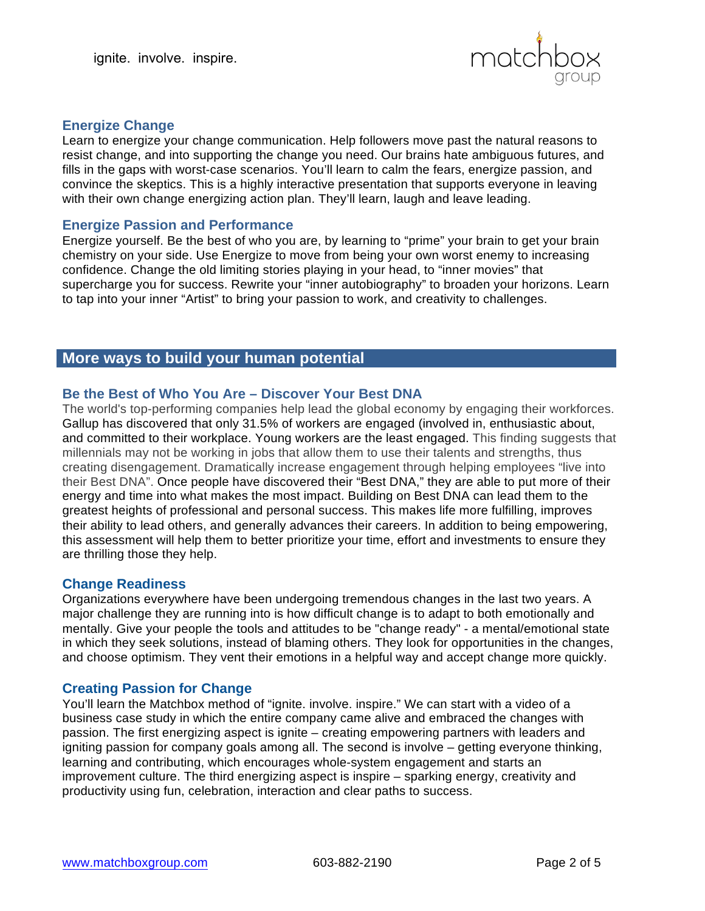### Energize Change

Learn to energize your change communication. Help followers move past the natural reasons to resist change, and into supporting the change you need. Our brains hate ambiguous futures, and fills in the gaps with worst-case scenarios. You'll learn to calm the fears, energize passion, and convince the skeptics. This is a highly interactive presentation that supports everyone in leaving with their own change energizing action plan. They'll learn, laugh and leave leading.

### Energize Passion and Performance

Energize yourself. Be the best of who you are, by learning to "prime" your brain to get your brain chemistry on your side. Use Energize to move from being your own worst enemy to increasing confidence. Change the old limiting stories playing in your head, to "inner movies" that supercharge you for success. Rewrite your "inner autobiography" to broaden your horizons. Learn to tap into your inner "Artist" to bring your passion to work, and creativity to challenges.

## More ways to build your human potential

### Be the Best of Who You Are – Discover Your Best DNA

The world's top-performing companies help lead the global economy by engaging their workforces. Gallup has discovered that only 31.5% of workers are engaged (involved in, enthusiastic about, and committed to their workplace. Young workers are the least engaged. This finding suggests that millennials may not be working in jobs that allow them to use their talents and strengths, thus creating disengagement. Dramatically increase engagement through helping employees "live into their Best DNA". Once people have discovered their "Best DNA," they are able to put more of their energy and time into what makes the most impact. Building on Best DNA can lead them to the greatest heights of professional and personal success. This makes life more fulfilling, improves their ability to lead others, and generally advances their careers. In addition to being empowering, this assessment will help them to better prioritize your time, effort and investments to ensure they are thrilling those they help.

### Change Readiness

Organizations everywhere have been undergoing tremendous changes in the last two years. A major challenge they are running into is how difficult change is to adapt to both emotionally and mentally. Give your people the tools and attitudes to be "change ready" - a mental/emotional state in which they seek solutions, instead of blaming others. They look for opportunities in the changes, and choose optimism. They vent their emotions in a helpful way and accept change more quickly.

### Creating Passion for Change

You'll learn the Matchbox method of "ignite. involve. inspire." We can start with a video of a business case study in which the entire company came alive and embraced the changes with passion. The first energizing aspect is ignite – creating empowering partners with leaders and igniting passion for company goals among all. The second is involve – getting everyone thinking, learning and contributing, which encourages whole-system engagement and starts an improvement culture. The third energizing aspect is inspire – sparking energy, creativity and productivity using fun, celebration, interaction and clear paths to success.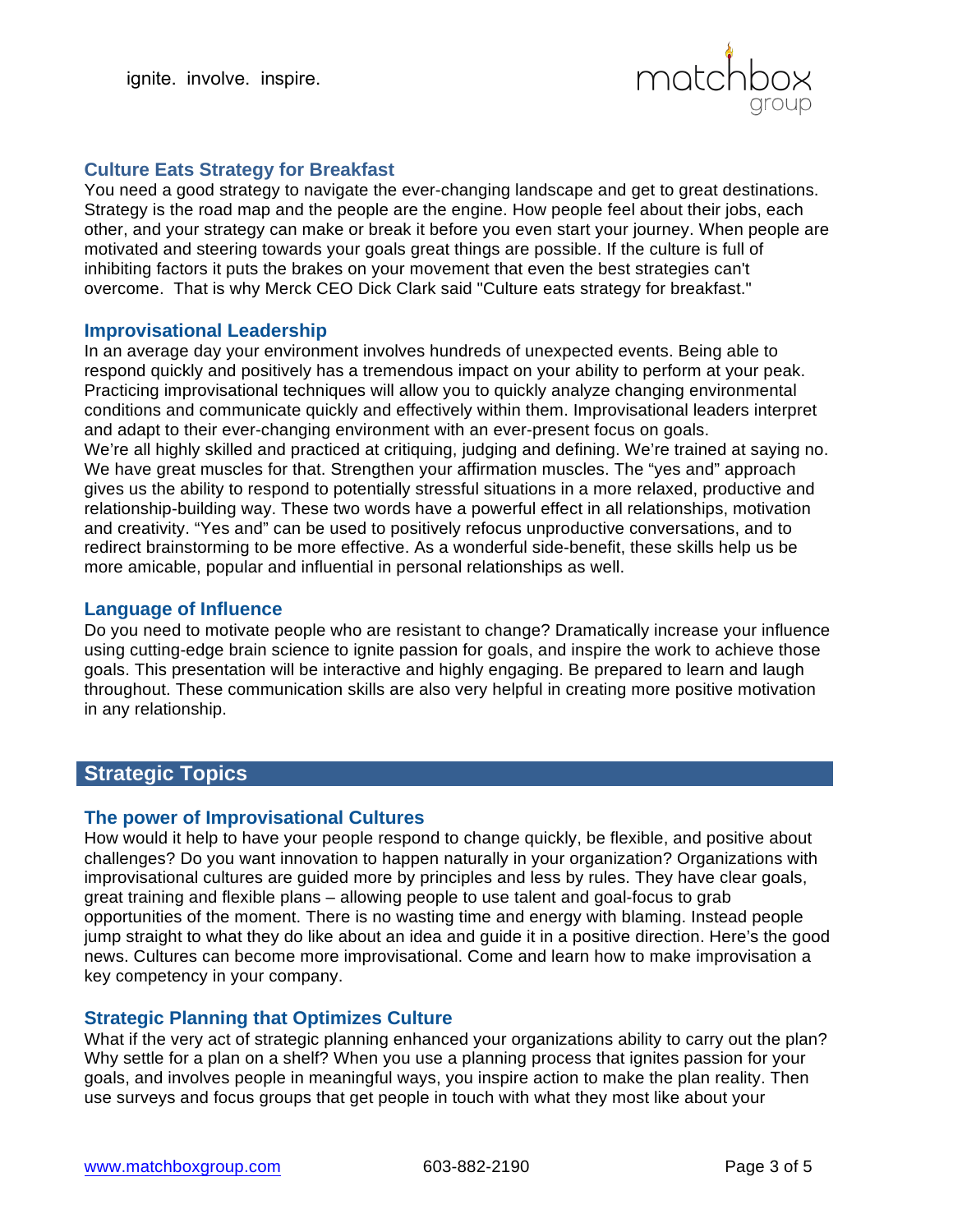### Culture Eats Strategy for Breakfast

You need a good strategy to navigate the ever-changing landscape and get to great destinations. Strategy is the road map and the people are the engine. How people feel about their jobs, each other, and your strategy can make or break it before you even start your journey. When people are motivated and steering towards your goals great things are possible. If the culture is full of inhibiting factors it puts the brakes on your movement that even the best strategies can't overcome.  That is why Merck CEO Dick Clark said "Culture eats strategy for breakfast."

### Improvisational Leadership

In an average day your environment involves hundreds of unexpected events. Being able to respond quickly and positively has a tremendous impact on your ability to perform at your peak. Practicing improvisational techniques will allow you to quickly analyze changing environmental conditions and communicate quickly and effectively within them. Improvisational leaders interpret and adapt to their ever-changing environment with an ever-present focus on goals.
We're all highly skilled and practiced at critiquing, judging and defining. We're trained at saying no. We have great muscles for that. Strengthen your affirmation muscles. The "yes and" approach gives us the ability to respond to potentially stressful situations in a more relaxed, productive and relationship-building way. These two words have a powerful effect in all relationships, motivation and creativity. "Yes and" can be used to positively refocus unproductive conversations, and to redirect brainstorming to be more effective. As a wonderful side-benefit, these skills help us be more amicable, popular and influential in personal relationships as well.

### Language of Influence

Do you need to motivate people who are resistant to change? Dramatically increase your influence using cutting-edge brain science to ignite passion for goals, and inspire the work to achieve those goals. This presentation will be interactive and highly engaging. Be prepared to learn and laugh throughout. These communication skills are also very helpful in creating more positive motivation in any relationship.

## Strategic Topics

### The power of Improvisational Cultures

How would it help to have your people respond to change quickly, be flexible, and positive about challenges? Do you want innovation to happen naturally in your organization? Organizations with improvisational cultures are guided more by principles and less by rules. They have clear goals, great training and flexible plans – allowing people to use talent and goal-focus to grab opportunities of the moment. There is no wasting time and energy with blaming. Instead people jump straight to what they do like about an idea and guide it in a positive direction. Here's the good news. Cultures can become more improvisational. Come and learn how to make improvisation a key competency in your company.

### Strategic Planning that Optimizes Culture

What if the very act of strategic planning enhanced your organizations ability to carry out the plan? Why settle for a plan on a shelf? When you use a planning process that ignites passion for your goals, and involves people in meaningful ways, you inspire action to make the plan reality. Then use surveys and focus groups that get people in touch with what they most like about your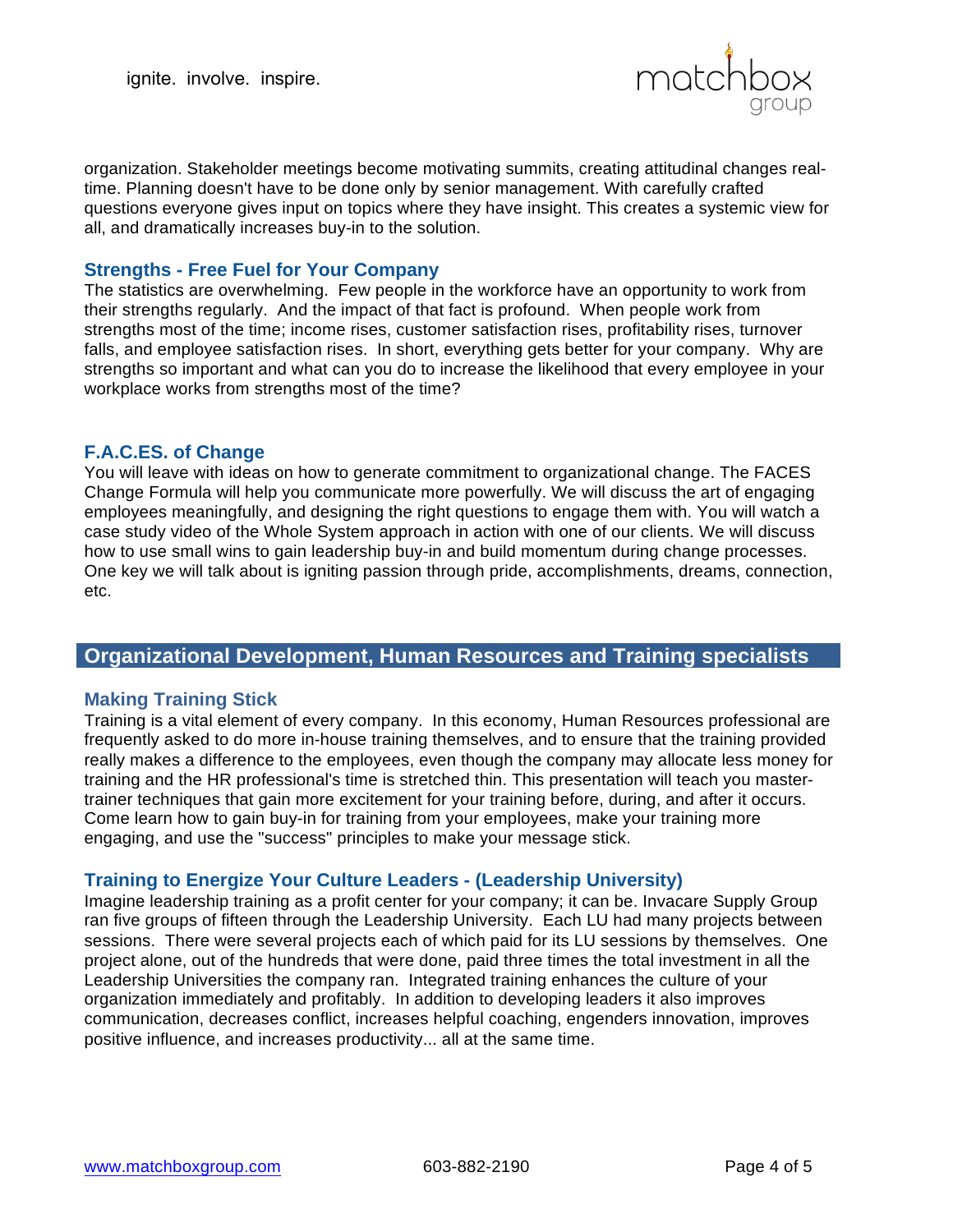organization. Stakeholder meetings become motivating summits, creating attitudinal changes real-time. Planning doesn't have to be done only by senior management. With carefully crafted questions everyone gives input on topics where they have insight. This creates a systemic view for all, and dramatically increases buy-in to the solution.

### Strengths - Free Fuel for Your Company

The statistics are overwhelming. Few people in the workforce have an opportunity to work from their strengths regularly. And the impact of that fact is profound. When people work from strengths most of the time; income rises, customer satisfaction rises, profitability rises, turnover falls, and employee satisfaction rises. In short, everything gets better for your company. Why are strengths so important and what can you do to increase the likelihood that every employee in your workplace works from strengths most of the time?

### F.A.C.ES. of Change

You will leave with ideas on how to generate commitment to organizational change. The FACES Change Formula will help you communicate more powerfully. We will discuss the art of engaging employees meaningfully, and designing the right questions to engage them with. You will watch a case study video of the Whole System approach in action with one of our clients. We will discuss how to use small wins to gain leadership buy-in and build momentum during change processes. One key we will talk about is igniting passion through pride, accomplishments, dreams, connection, etc.

## Organizational Development, Human Resources and Training specialists

### Making Training Stick

Training is a vital element of every company. In this economy, Human Resources professional are frequently asked to do more in-house training themselves, and to ensure that the training provided really makes a difference to the employees, even though the company may allocate less money for training and the HR professional's time is stretched thin. This presentation will teach you master-trainer techniques that gain more excitement for your training before, during, and after it occurs. Come learn how to gain buy-in for training from your employees, make your training more engaging, and use the "success" principles to make your message stick.

### Training to Energize Your Culture Leaders - (Leadership University)

Imagine leadership training as a profit center for your company; it can be. Invacare Supply Group ran five groups of fifteen through the Leadership University. Each LU had many projects between sessions. There were several projects each of which paid for its LU sessions by themselves. One project alone, out of the hundreds that were done, paid three times the total investment in all the Leadership Universities the company ran. Integrated training enhances the culture of your organization immediately and profitably. In addition to developing leaders it also improves communication, decreases conflict, increases helpful coaching, engenders innovation, improves positive influence, and increases productivity... all at the same time.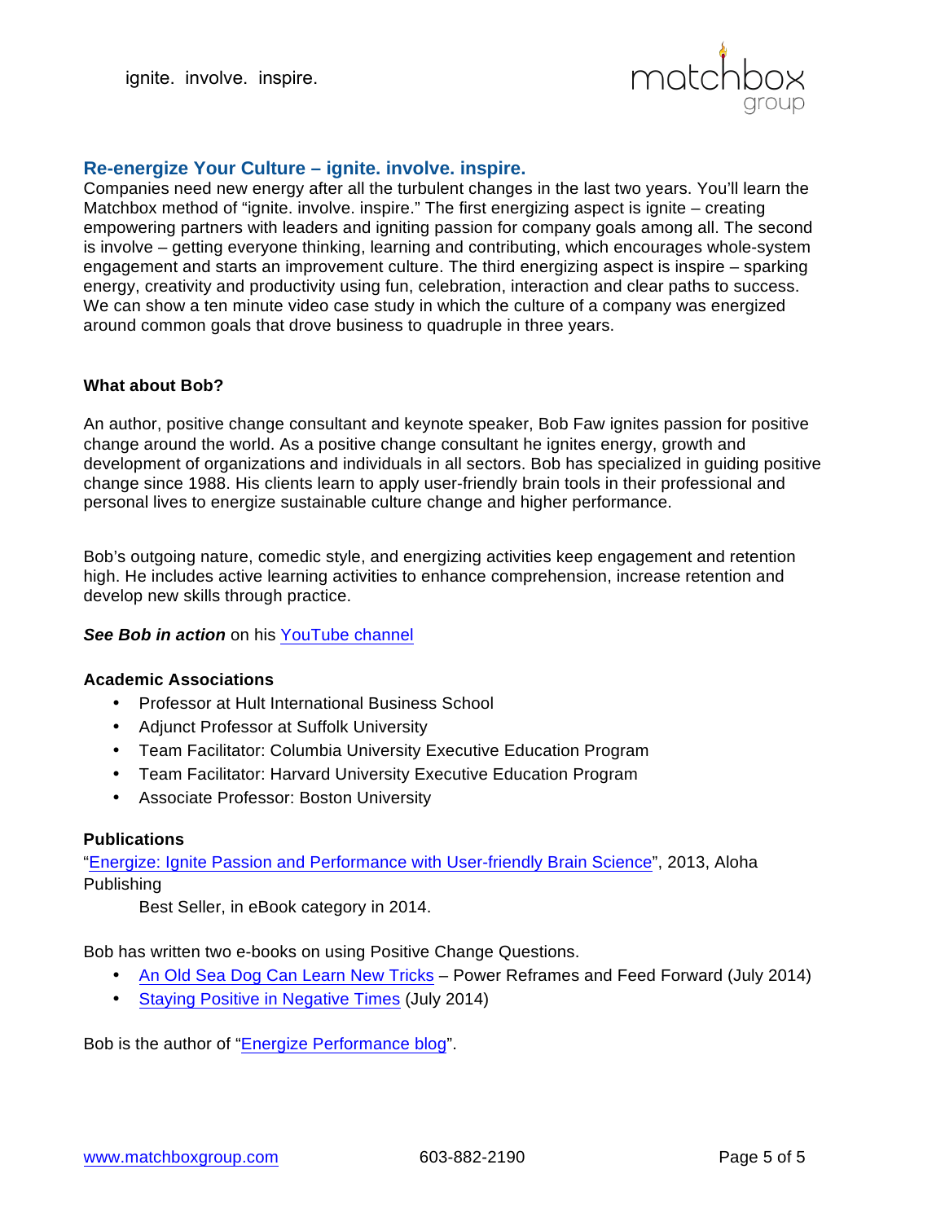## Re-energize Your Culture – ignite. involve. inspire.

Companies need new energy after all the turbulent changes in the last two years. You'll learn the Matchbox method of "ignite. involve. inspire." The first energizing aspect is ignite – creating empowering partners with leaders and igniting passion for company goals among all. The second is involve – getting everyone thinking, learning and contributing, which encourages whole-system engagement and starts an improvement culture. The third energizing aspect is inspire – sparking energy, creativity and productivity using fun, celebration, interaction and clear paths to success. We can show a ten minute video case study in which the culture of a company was energized around common goals that drove business to quadruple in three years.

**What about Bob?**

An author, positive change consultant and keynote speaker, Bob Faw ignites passion for positive change around the world. As a positive change consultant he ignites energy, growth and development of organizations and individuals in all sectors. Bob has specialized in guiding positive change since 1988. His clients learn to apply user-friendly brain tools in their professional and personal lives to energize sustainable culture change and higher performance.

Bob's outgoing nature, comedic style, and energizing activities keep engagement and retention high. He includes active learning activities to enhance comprehension, increase retention and develop new skills through practice.

***See Bob in action*** on his YouTube channel

**Academic Associations**

- Professor at Hult International Business School
- Adjunct Professor at Suffolk University
- Team Facilitator: Columbia University Executive Education Program
- Team Facilitator: Harvard University Executive Education Program
- Associate Professor: Boston University

**Publications**

"Energize: Ignite Passion and Performance with User-friendly Brain Science", 2013, Aloha Publishing

Best Seller, in eBook category in 2014.

Bob has written two e-books on using Positive Change Questions.

- An Old Sea Dog Can Learn New Tricks – Power Reframes and Feed Forward (July 2014)
- Staying Positive in Negative Times (July 2014)

Bob is the author of "Energize Performance blog".